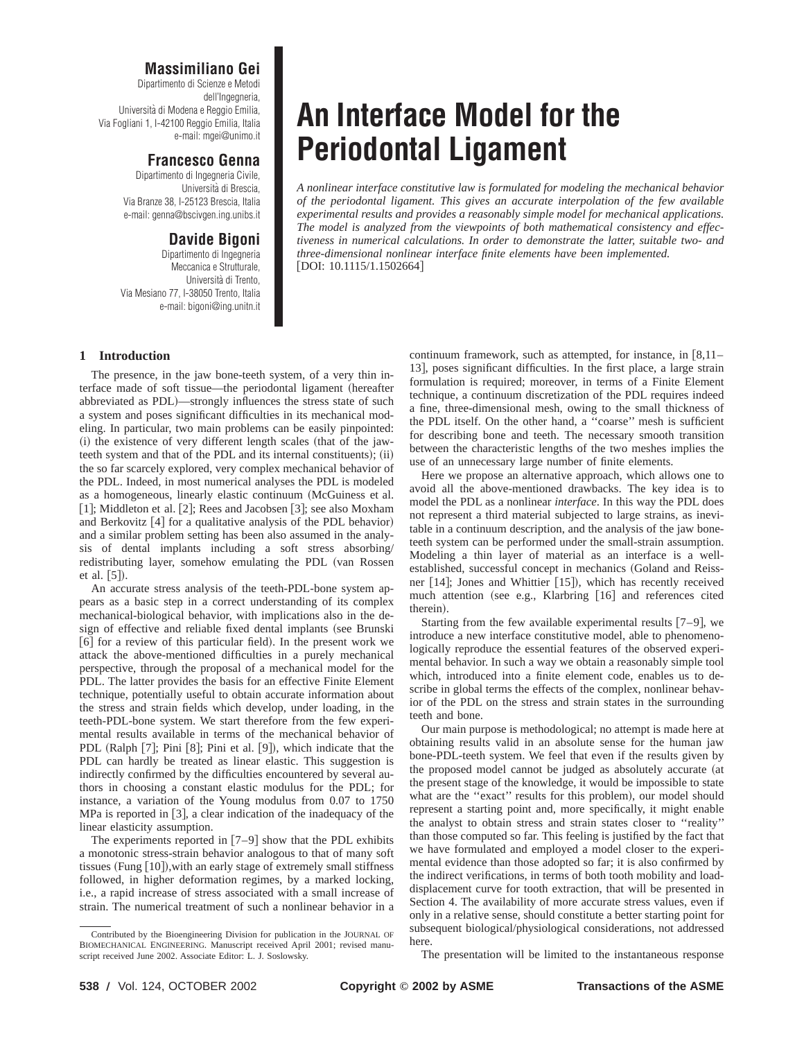**Massimiliano Gei**
Dipartimento di Scienze e Metodi dell'Ingegneria,
Università di Modena e Reggio Emilia,
Via Fogliani 1, I-42100 Reggio Emilia, Italia
e-mail: mgei@unimo.it

**Francesco Genna**
Dipartimento di Ingegneria Civile,
Università di Brescia,
Via Branze 38, I-25123 Brescia, Italia
e-mail: genna@bscivgen.ing.unibs.it

**Davide Bigoni**
Dipartimento di Ingegneria
Meccanica e Strutturale,
Università di Trento,
Via Mesiano 77, I-38050 Trento, Italia
e-mail: bigoni@ing.unitn.it

# An Interface Model for the Periodontal Ligament

*A nonlinear interface constitutive law is formulated for modeling the mechanical behavior of the periodontal ligament. This gives an accurate interpolation of the few available experimental results and provides a reasonably simple model for mechanical applications. The model is analyzed from the viewpoints of both mathematical consistency and effectiveness in numerical calculations. In order to demonstrate the latter, suitable two- and three-dimensional nonlinear interface finite elements have been implemented.*
[DOI: 10.1115/1.1502664]

## 1 Introduction

The presence, in the jaw bone-teeth system, of a very thin interface made of soft tissue—the periodontal ligament (hereafter abbreviated as PDL)—strongly influences the stress state of such a system and poses significant difficulties in its mechanical modeling. In particular, two main problems can be easily pinpointed: (i) the existence of very different length scales (that of the jaw-teeth system and that of the PDL and its internal constituents); (ii) the so far scarcely explored, very complex mechanical behavior of the PDL. Indeed, in most numerical analyses the PDL is modeled as a homogeneous, linearly elastic continuum (McGuiness et al. [1]; Middleton et al. [2]; Rees and Jacobsen [3]; see also Moxham and Berkovitz [4] for a qualitative analysis of the PDL behavior) and a similar problem setting has been also assumed in the analysis of dental implants including a soft stress absorbing/redistributing layer, somehow emulating the PDL (van Rossen et al. [5]).

An accurate stress analysis of the teeth-PDL-bone system appears as a basic step in a correct understanding of its complex mechanical-biological behavior, with implications also in the design of effective and reliable fixed dental implants (see Brunski [6] for a review of this particular field). In the present work we attack the above-mentioned difficulties in a purely mechanical perspective, through the proposal of a mechanical model for the PDL. The latter provides the basis for an effective Finite Element technique, potentially useful to obtain accurate information about the stress and strain fields which develop, under loading, in the teeth-PDL-bone system. We start therefore from the few experimental results available in terms of the mechanical behavior of PDL (Ralph [7]; Pini [8]; Pini et al. [9]), which indicate that the PDL can hardly be treated as linear elastic. This suggestion is indirectly confirmed by the difficulties encountered by several authors in choosing a constant elastic modulus for the PDL; for instance, a variation of the Young modulus from 0.07 to 1750 MPa is reported in [3], a clear indication of the inadequacy of the linear elasticity assumption.

The experiments reported in [7–9] show that the PDL exhibits a monotonic stress-strain behavior analogous to that of many soft tissues (Fung [10]), with an early stage of extremely small stiffness followed, in higher deformation regimes, by a marked locking, i.e., a rapid increase of stress associated with a small increase of strain. The numerical treatment of such a nonlinear behavior in a continuum framework, such as attempted, for instance, in [8,11–13], poses significant difficulties. In the first place, a large strain formulation is required; moreover, in terms of a Finite Element technique, a continuum discretization of the PDL requires indeed a fine, three-dimensional mesh, owing to the small thickness of the PDL itself. On the other hand, a "coarse" mesh is sufficient for describing bone and teeth. The necessary smooth transition between the characteristic lengths of the two meshes implies the use of an unnecessary large number of finite elements.

Here we propose an alternative approach, which allows one to avoid all the above-mentioned drawbacks. The key idea is to model the PDL as a nonlinear *interface*. In this way the PDL does not represent a third material subjected to large strains, as inevitable in a continuum description, and the analysis of the jaw bone-teeth system can be performed under the small-strain assumption. Modeling a thin layer of material as an interface is a well-established, successful concept in mechanics (Goland and Reissner [14]; Jones and Whittier [15]), which has recently received much attention (see e.g., Klarbring [16] and references cited therein).

Starting from the few available experimental results [7–9], we introduce a new interface constitutive model, able to phenomenologically reproduce the essential features of the observed experimental behavior. In such a way we obtain a reasonably simple tool which, introduced into a finite element code, enables us to describe in global terms the effects of the complex, nonlinear behavior of the PDL on the stress and strain states in the surrounding teeth and bone.

Our main purpose is methodological; no attempt is made here at obtaining results valid in an absolute sense for the human jaw bone-PDL-teeth system. We feel that even if the results given by the proposed model cannot be judged as absolutely accurate (at the present stage of the knowledge, it would be impossible to state what are the "exact" results for this problem), our model should represent a starting point and, more specifically, it might enable the analyst to obtain stress and strain states closer to "reality" than those computed so far. This feeling is justified by the fact that we have formulated and employed a model closer to the experimental evidence than those adopted so far; it is also confirmed by the indirect verifications, in terms of both tooth mobility and load-displacement curve for tooth extraction, that will be presented in Section 4. The availability of more accurate stress values, even if only in a relative sense, should constitute a better starting point for subsequent biological/physiological considerations, not addressed here.

The presentation will be limited to the instantaneous response

Contributed by the Bioengineering Division for publication in the JOURNAL OF BIOMECHANICAL ENGINEERING. Manuscript received April 2001; revised manuscript received June 2002. Associate Editor: L. J. Soslowsky.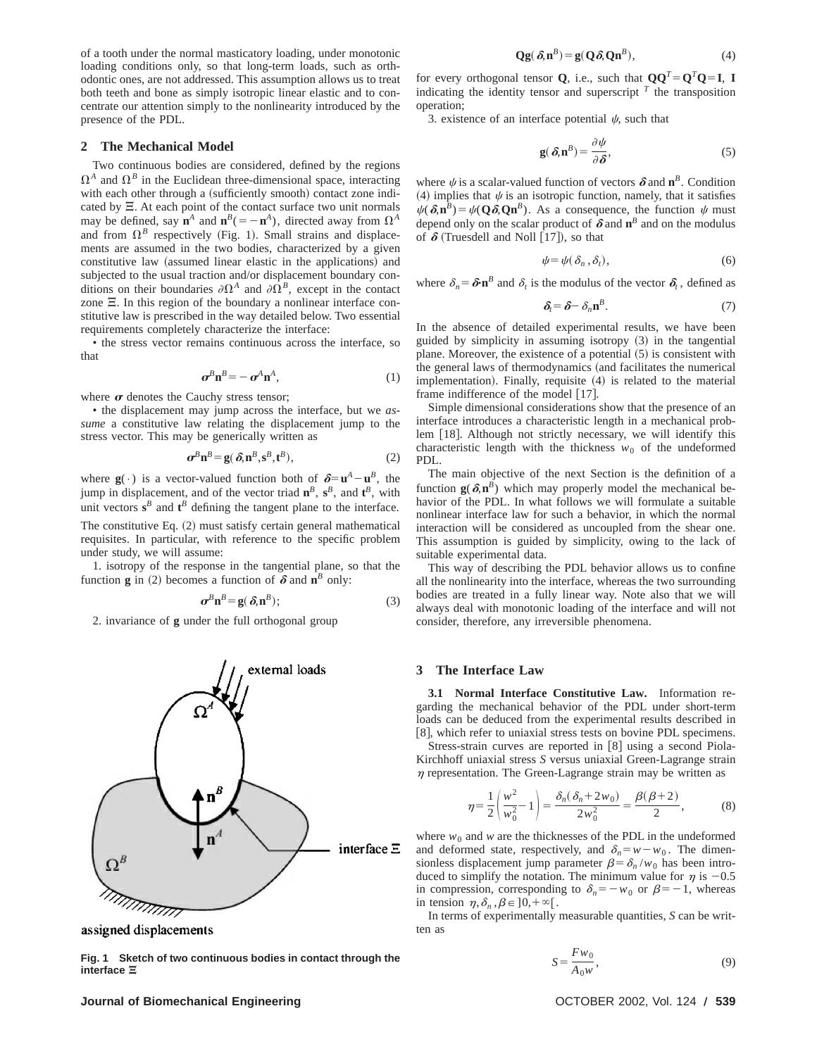of a tooth under the normal masticatory loading, under monotonic loading conditions only, so that long-term loads, such as orthodontic ones, are not addressed. This assumption allows us to treat both teeth and bone as simply isotropic linear elastic and to concentrate our attention simply to the nonlinearity introduced by the presence of the PDL.

## 2 The Mechanical Model

Two continuous bodies are considered, defined by the regions $\Omega^A$ and $\Omega^B$ in the Euclidean three-dimensional space, interacting with each other through a (sufficiently smooth) contact zone indicated by $\Xi$. At each point of the contact surface two unit normals may be defined, say $\mathbf{n}^A$ and $\mathbf{n}^B(=-\mathbf{n}^A)$, directed away from $\Omega^A$ and from $\Omega^B$ respectively (Fig. 1). Small strains and displacements are assumed in the two bodies, characterized by a given constitutive law (assumed linear elastic in the applications) and subjected to the usual traction and/or displacement boundary conditions on their boundaries $\partial\Omega^A$ and $\partial\Omega^B$, except in the contact zone $\Xi$. In this region of the boundary a nonlinear interface constitutive law is prescribed in the way detailed below. Two essential requirements completely characterize the interface:

• the stress vector remains continuous across the interface, so that

$$\boldsymbol{\sigma}^B\mathbf{n}^B = -\boldsymbol{\sigma}^A\mathbf{n}^A, \tag{1}$$

where $\boldsymbol{\sigma}$ denotes the Cauchy stress tensor;

• the displacement may jump across the interface, but we *assume* a constitutive law relating the displacement jump to the stress vector. This may be generically written as

$$\boldsymbol{\sigma}^B\mathbf{n}^B = \mathbf{g}(\boldsymbol{\delta},\mathbf{n}^B,\mathbf{s}^B,\mathbf{t}^B), \tag{2}$$

where $\mathbf{g}(\cdot)$ is a vector-valued function both of $\boldsymbol{\delta}=\mathbf{u}^A-\mathbf{u}^B$, the jump in displacement, and of the vector triad $\mathbf{n}^B$, $\mathbf{s}^B$, and $\mathbf{t}^B$, with unit vectors $\mathbf{s}^B$ and $\mathbf{t}^B$ defining the tangent plane to the interface.

The constitutive Eq. (2) must satisfy certain general mathematical requisites. In particular, with reference to the specific problem under study, we will assume:

1. isotropy of the response in the tangential plane, so that the function $\mathbf{g}$ in (2) becomes a function of $\boldsymbol{\delta}$ and $\mathbf{n}^B$ only:

$$\boldsymbol{\sigma}^B\mathbf{n}^B = \mathbf{g}(\boldsymbol{\delta},\mathbf{n}^B); \tag{3}$$

2. invariance of $\mathbf{g}$ under the full orthogonal group

$$\mathbf{Q}\mathbf{g}(\boldsymbol{\delta},\mathbf{n}^B) = \mathbf{g}(\mathbf{Q}\boldsymbol{\delta},\mathbf{Q}\mathbf{n}^B), \tag{4}$$

for every orthogonal tensor $\mathbf{Q}$, i.e., such that $\mathbf{Q}\mathbf{Q}^T=\mathbf{Q}^T\mathbf{Q}=\mathbf{I}$, $\mathbf{I}$ indicating the identity tensor and superscript $^T$ the transposition operation;

3. existence of an interface potential $\psi$, such that

$$\mathbf{g}(\boldsymbol{\delta},\mathbf{n}^B) = \frac{\partial\psi}{\partial\boldsymbol{\delta}}, \tag{5}$$

where $\psi$ is a scalar-valued function of vectors $\boldsymbol{\delta}$ and $\mathbf{n}^B$. Condition (4) implies that $\psi$ is an isotropic function, namely, that it satisfies $\psi(\boldsymbol{\delta},\mathbf{n}^B)=\psi(\mathbf{Q}\boldsymbol{\delta},\mathbf{Q}\mathbf{n}^B)$. As a consequence, the function $\psi$ must depend only on the scalar product of $\boldsymbol{\delta}$ and $\mathbf{n}^B$ and on the modulus of $\boldsymbol{\delta}$ (Truesdell and Noll [17]), so that

$$\psi = \psi(\delta_n,\delta_t), \tag{6}$$

where $\delta_n=\boldsymbol{\delta}\cdot\mathbf{n}^B$ and $\delta_t$ is the modulus of the vector $\boldsymbol{\delta}_t$, defined as

$$\boldsymbol{\delta}_t = \boldsymbol{\delta} - \delta_n\mathbf{n}^B. \tag{7}$$

In the absence of detailed experimental results, we have been guided by simplicity in assuming isotropy (3) in the tangential plane. Moreover, the existence of a potential (5) is consistent with the general laws of thermodynamics (and facilitates the numerical implementation). Finally, requisite (4) is related to the material frame indifference of the model [17].

Simple dimensional considerations show that the presence of an interface introduces a characteristic length in a mechanical problem [18]. Although not strictly necessary, we will identify this characteristic length with the thickness $w_0$ of the undeformed PDL.

The main objective of the next Section is the definition of a function $\mathbf{g}(\boldsymbol{\delta},\mathbf{n}^B)$ which may properly model the mechanical behavior of the PDL. In what follows we will formulate a suitable nonlinear interface law for such a behavior, in which the normal interaction will be considered as uncoupled from the shear one. This assumption is guided by simplicity, owing to the lack of suitable experimental data.

This way of describing the PDL behavior allows us to confine all the nonlinearity into the interface, whereas the two surrounding bodies are treated in a fully linear way. Note also that we will always deal with monotonic loading of the interface and will not consider, therefore, any irreversible phenomena.

**Fig. 1 Sketch of two continuous bodies in contact through the interface $\Xi$**

## 3 The Interface Law

**3.1 Normal Interface Constitutive Law.** Information regarding the mechanical behavior of the PDL under short-term loads can be deduced from the experimental results described in [8], which refer to uniaxial stress tests on bovine PDL specimens.

Stress-strain curves are reported in [8] using a second Piola-Kirchhoff uniaxial stress $S$ versus uniaxial Green-Lagrange strain $\eta$ representation. The Green-Lagrange strain may be written as

$$\eta = \frac{1}{2}\left(\frac{w^2}{w_0^2}-1\right) = \frac{\delta_n(\delta_n+2w_0)}{2w_0^2} = \frac{\beta(\beta+2)}{2}, \tag{8}$$

where $w_0$ and $w$ are the thicknesses of the PDL in the undeformed and deformed state, respectively, and $\delta_n=w-w_0$. The dimensionless displacement jump parameter $\beta=\delta_n/w_0$ has been introduced to simplify the notation. The minimum value for $\eta$ is $-0.5$ in compression, corresponding to $\delta_n=-w_0$ or $\beta=-1$, whereas in tension $\eta,\delta_n,\beta\in\,]0,+\infty[$.

In terms of experimentally measurable quantities, $S$ can be written as

$$S = \frac{Fw_0}{A_0w}, \tag{9}$$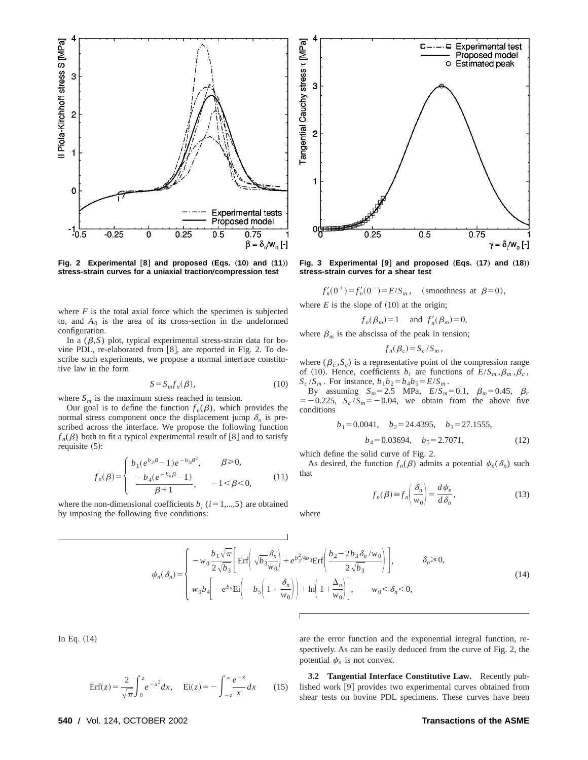Fig. 2 Experimental [8] and proposed (Eqs. (10) and (11)) stress-strain curves for a uniaxial traction/compression test

Fig. 3 Experimental [9] and proposed (Eqs. (17) and (18)) stress-strain curves for a shear test

where $F$ is the total axial force which the specimen is subjected to, and $A_0$ is the area of its cross-section in the undeformed configuration.

In a $(\beta,S)$ plot, typical experimental stress-strain data for bovine PDL, re-elaborated from [8], are reported in Fig. 2. To describe such experiments, we propose a normal interface constitutive law in the form

$$S = S_m f_n(\beta), \tag{10}$$

where $S_m$ is the maximum stress reached in tension.

Our goal is to define the function $f_n(\beta)$, which provides the normal stress component once the displacement jump $\delta_n$ is prescribed across the interface. We propose the following function $f_n(\beta)$ both to fit a typical experimental result of [8] and to satisfy requisite (5):

$$f_n(\beta) = \begin{cases} b_1(e^{b_2\beta}-1)e^{-b_3\beta^2}, & \beta \geqslant 0, \\ \dfrac{-b_4(e^{-b_5\beta}-1)}{\beta+1}, & -1<\beta<0, \end{cases} \tag{11}$$

where the non-dimensional coefficients $b_i$ $(i=1,...,5)$ are obtained by imposing the following five conditions:

$$f_n'(0^+) = f_n'(0^-) = E/S_m, \quad \text{(smoothness at } \beta=0),$$

where $E$ is the slope of (10) at the origin;

$$f_n(\beta_m) = 1 \quad \text{and} \quad f_n'(\beta_m) = 0,$$

where $\beta_m$ is the abscissa of the peak in tension;

$$f_n(\beta_c) = S_c/S_m,$$

where $(\beta_c, S_c)$ is a representative point of the compression range of (10). Hence, coefficients $b_i$ are functions of $E/S_m, \beta_m, \beta_c, S_c/S_m$. For instance, $b_1 b_2 = b_4 b_5 = E/S_m$.

By assuming $S_m = 2.5$ MPa, $E/S_m = 0.1$, $\beta_m = 0.45$, $\beta_c = -0.225$, $S_c/S_m = -0.04$, we obtain from the above five conditions

$$b_1 = 0.0041, \quad b_2 = 24.4395, \quad b_3 = 27.1555,$$
$$b_4 = 0.03694, \quad b_5 = 2.7071, \tag{12}$$

which define the solid curve of Fig. 2.

As desired, the function $f_n(\beta)$ admits a potential $\psi_n(\delta_n)$ such that

$$f_n(\beta) \equiv f_n\left(\frac{\delta_n}{w_0}\right) = \frac{d\psi_n}{d\delta_n}, \tag{13}$$

where

$$\psi_n(\delta_n) = \begin{cases} -w_0 \dfrac{b_1\sqrt{\pi}}{2\sqrt{b_3}}\left[\mathrm{Erf}\left(\sqrt{b_3}\dfrac{\delta_n}{w_0}\right) + e^{b_2^2/4b_3}\mathrm{Erf}\left(\dfrac{b_2 - 2b_3\delta_n/w_0}{2\sqrt{b_3}}\right)\right], & \delta_n \geqslant 0, \\ w_0 b_4\left[-e^{b_5}\mathrm{Ei}\left(-b_5\left(1+\dfrac{\delta_n}{w_0}\right)\right) + \ln\left(1+\dfrac{\Delta_n}{w_0}\right)\right], & -w_0<\delta_n<0, \end{cases} \tag{14}$$

In Eq. (14)

$$\mathrm{Erf}(z) = \frac{2}{\sqrt{\pi}}\int_0^z e^{-x^2}dx, \quad \mathrm{Ei}(z) = -\int_{-z}^{\infty}\frac{e^{-x}}{x}dx \tag{15}$$

are the error function and the exponential integral function, respectively. As can be easily deduced from the curve of Fig. 2, the potential $\psi_n$ is not convex.

**3.2 Tangential Interface Constitutive Law.** Recently published work [9] provides two experimental curves obtained from shear tests on bovine PDL specimens. These curves have been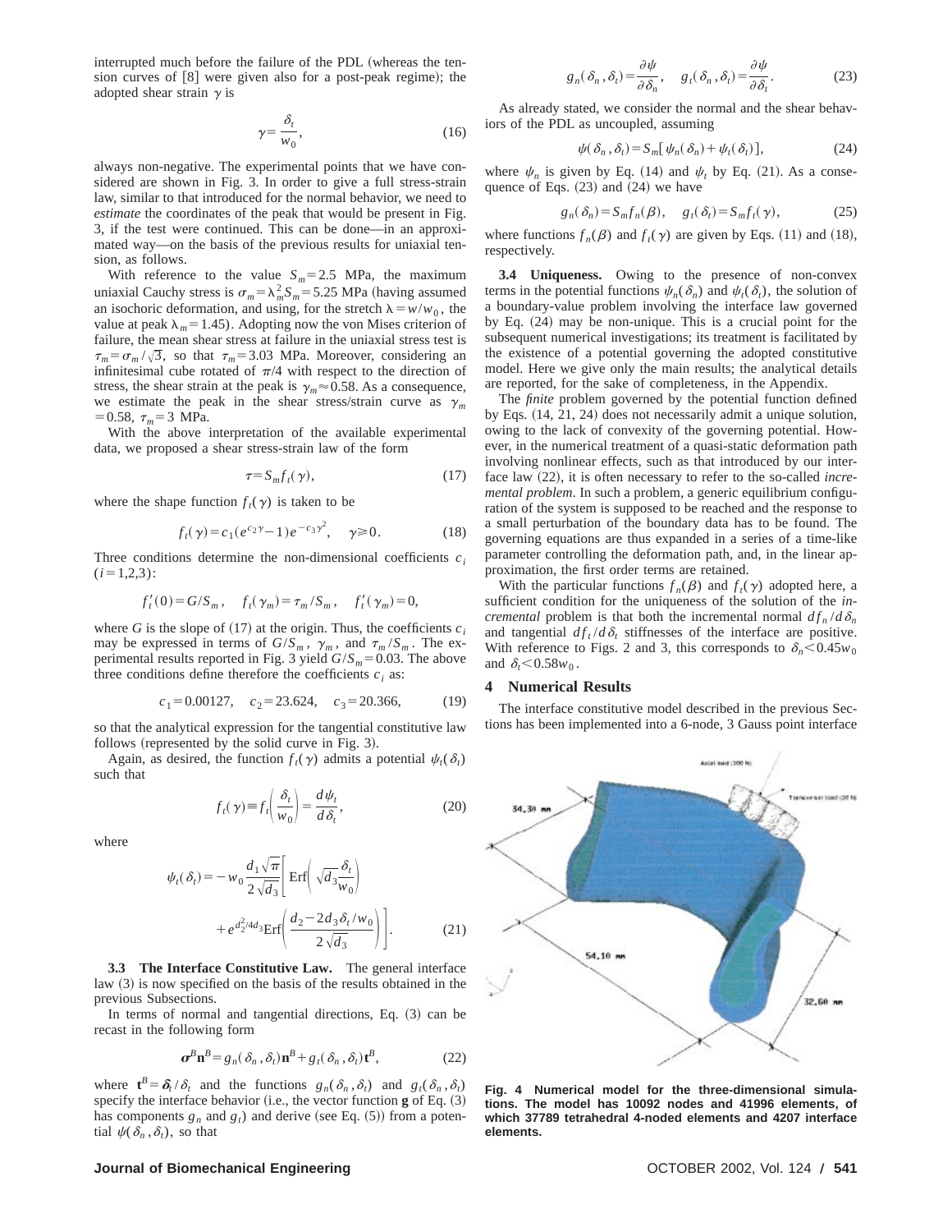interrupted much before the failure of the PDL (whereas the tension curves of [8] were given also for a post-peak regime); the adopted shear strain $\gamma$ is

$$\gamma = \frac{\delta_t}{w_0}, \tag{16}$$

always non-negative. The experimental points that we have considered are shown in Fig. 3. In order to give a full stress-strain law, similar to that introduced for the normal behavior, we need to *estimate* the coordinates of the peak that would be present in Fig. 3, if the test were continued. This can be done—in an approximated way—on the basis of the previous results for uniaxial tension, as follows.

With reference to the value $S_m = 2.5$ MPa, the maximum uniaxial Cauchy stress is $\sigma_m = \lambda_m^2 S_m = 5.25$ MPa (having assumed an isochoric deformation, and using, for the stretch $\lambda = w/w_0$, the value at peak $\lambda_m = 1.45$). Adopting now the von Mises criterion of failure, the mean shear stress at failure in the uniaxial stress test is $\tau_m = \sigma_m/\sqrt{3}$, so that $\tau_m = 3.03$ MPa. Moreover, considering an infinitesimal cube rotated of $\pi/4$ with respect to the direction of stress, the shear strain at the peak is $\gamma_m \approx 0.58$. As a consequence, we estimate the peak in the shear stress/strain curve as $\gamma_m = 0.58$, $\tau_m = 3$ MPa.

With the above interpretation of the available experimental data, we proposed a shear stress-strain law of the form

$$\tau = S_m f_t(\gamma), \tag{17}$$

where the shape function $f_t(\gamma)$ is taken to be

$$f_t(\gamma) = c_1(e^{c_2\gamma} - 1)e^{-c_3\gamma^2}, \quad \gamma \geq 0. \tag{18}$$

Three conditions determine the non-dimensional coefficients $c_i$ $(i = 1,2,3)$:

$$f_t'(0) = G/S_m, \quad f_t(\gamma_m) = \tau_m/S_m, \quad f_t'(\gamma_m) = 0,$$

where $G$ is the slope of (17) at the origin. Thus, the coefficients $c_i$ may be expressed in terms of $G/S_m$, $\gamma_m$, and $\tau_m/S_m$. The experimental results reported in Fig. 3 yield $G/S_m = 0.03$. The above three conditions define therefore the coefficients $c_i$ as:

$$c_1 = 0.00127, \quad c_2 = 23.624, \quad c_3 = 20.366, \tag{19}$$

so that the analytical expression for the tangential constitutive law follows (represented by the solid curve in Fig. 3).

Again, as desired, the function $f_t(\gamma)$ admits a potential $\psi_t(\delta_t)$ such that

$$f_t(\gamma) \equiv f_t\left(\frac{\delta_t}{w_0}\right) = \frac{d\psi_t}{d\delta_t}, \tag{20}$$

where

$$\psi_t(\delta_t) = -w_0 \frac{d_1\sqrt{\pi}}{2\sqrt{d_3}}\left[\mathrm{Erf}\left(\sqrt{d_3}\frac{\delta_t}{w_0}\right) + e^{d_2^2/4d_3}\mathrm{Erf}\left(\frac{d_2 - 2d_3\delta_t/w_0}{2\sqrt{d_3}}\right)\right]. \tag{21}$$

**3.3 The Interface Constitutive Law.** The general interface law (3) is now specified on the basis of the results obtained in the previous Subsections.

In terms of normal and tangential directions, Eq. (3) can be recast in the following form

$$\boldsymbol{\sigma}^B\mathbf{n}^B = g_n(\delta_n, \delta_t)\mathbf{n}^B + g_t(\delta_n, \delta_t)\mathbf{t}^B, \tag{22}$$

where $\mathbf{t}^B = \boldsymbol{\delta}_t/\delta_t$ and the functions $g_n(\delta_n, \delta_t)$ and $g_t(\delta_n, \delta_t)$ specify the interface behavior (i.e., the vector function $\mathbf{g}$ of Eq. (3) has components $g_n$ and $g_t$) and derive (see Eq. (5)) from a potential $\psi(\delta_n, \delta_t)$, so that

$$g_n(\delta_n, \delta_t) = \frac{\partial\psi}{\partial\delta_n}, \quad g_t(\delta_n, \delta_t) = \frac{\partial\psi}{\partial\delta_t}. \tag{23}$$

As already stated, we consider the normal and the shear behaviors of the PDL as uncoupled, assuming

$$\psi(\delta_n, \delta_t) = S_m[\psi_n(\delta_n) + \psi_t(\delta_t)], \tag{24}$$

where $\psi_n$ is given by Eq. (14) and $\psi_t$ by Eq. (21). As a consequence of Eqs. (23) and (24) we have

$$g_n(\delta_n) = S_m f_n(\beta), \quad g_t(\delta_t) = S_m f_t(\gamma), \tag{25}$$

where functions $f_n(\beta)$ and $f_t(\gamma)$ are given by Eqs. (11) and (18), respectively.

**3.4 Uniqueness.** Owing to the presence of non-convex terms in the potential functions $\psi_n(\delta_n)$ and $\psi_t(\delta_t)$, the solution of a boundary-value problem involving the interface law governed by Eq. (24) may be non-unique. This is a crucial point for the subsequent numerical investigations; its treatment is facilitated by the existence of a potential governing the adopted constitutive model. Here we give only the main results; the analytical details are reported, for the sake of completeness, in the Appendix.

The *finite* problem governed by the potential function defined by Eqs. (14, 21, 24) does not necessarily admit a unique solution, owing to the lack of convexity of the governing potential. However, in the numerical treatment of a quasi-static deformation path involving nonlinear effects, such as that introduced by our interface law (22), it is often necessary to refer to the so-called *incremental problem*. In such a problem, a generic equilibrium configuration of the system is supposed to be reached and the response to a small perturbation of the boundary data has to be found. The governing equations are thus expanded in a series of a time-like parameter controlling the deformation path, and, in the linear approximation, the first order terms are retained.

With the particular functions $f_n(\beta)$ and $f_t(\gamma)$ adopted here, a sufficient condition for the uniqueness of the solution of the *incremental* problem is that both the incremental normal $df_n/d\delta_n$ and tangential $df_t/d\delta_t$ stiffnesses of the interface are positive. With reference to Figs. 2 and 3, this corresponds to $\delta_n < 0.45w_0$ and $\delta_t < 0.58w_0$.

## 4 Numerical Results

The interface constitutive model described in the previous Sections has been implemented into a 6-node, 3 Gauss point interface

**Fig. 4 Numerical model for the three-dimensional simulations. The model has 10092 nodes and 41996 elements, of which 37789 tetrahedral 4-noded elements and 4207 interface elements.**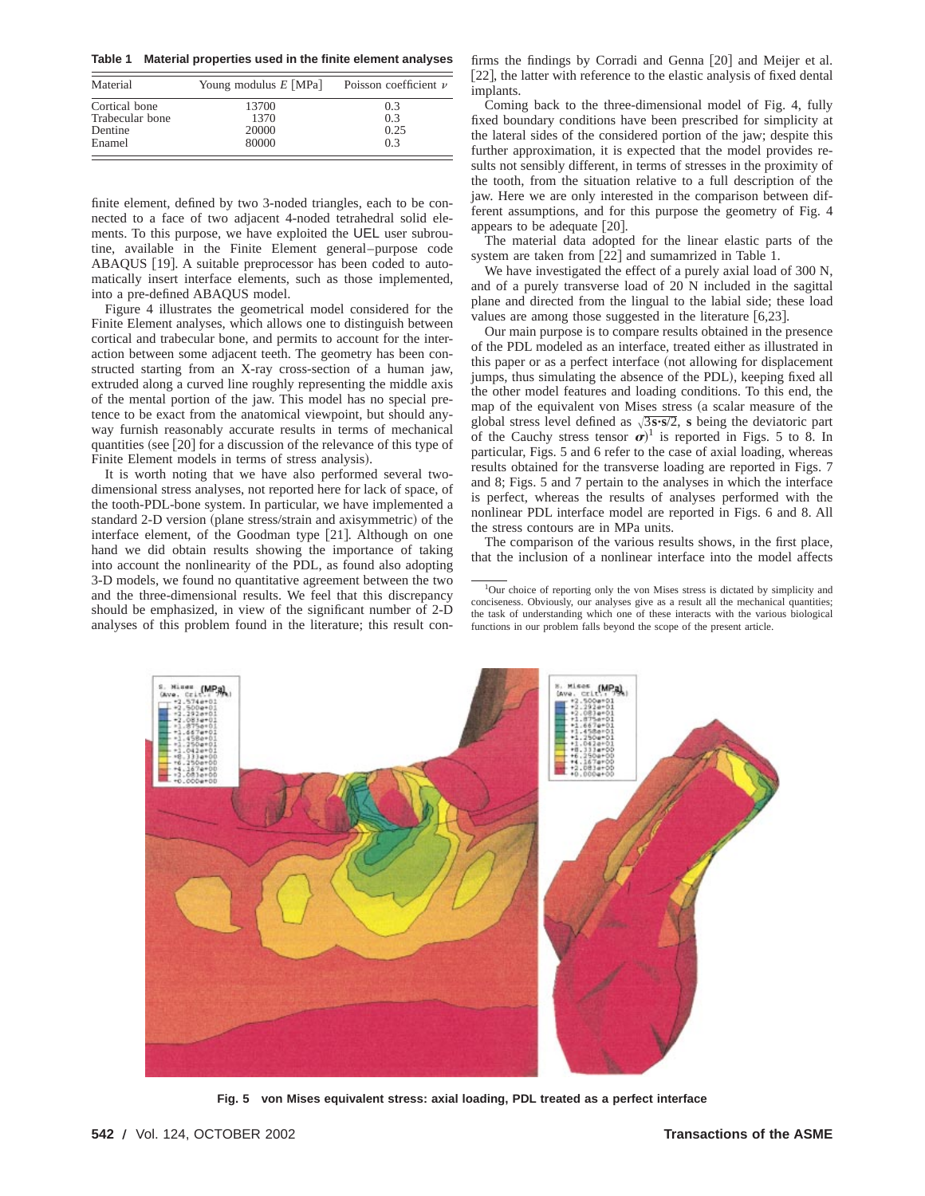**Table 1 Material properties used in the finite element analyses**

| Material | Young modulus $E$ [MPa] | Poisson coefficient $\nu$ |
|---|---|---|
| Cortical bone | 13700 | 0.3 |
| Trabecular bone | 1370 | 0.3 |
| Dentine | 20000 | 0.25 |
| Enamel | 80000 | 0.3 |

finite element, defined by two 3-noded triangles, each to be connected to a face of two adjacent 4-noded tetrahedral solid elements. To this purpose, we have exploited the UEL user subroutine, available in the Finite Element general–purpose code ABAQUS [19]. A suitable preprocessor has been coded to automatically insert interface elements, such as those implemented, into a pre-defined ABAQUS model.

Figure 4 illustrates the geometrical model considered for the Finite Element analyses, which allows one to distinguish between cortical and trabecular bone, and permits to account for the interaction between some adjacent teeth. The geometry has been constructed starting from an X-ray cross-section of a human jaw, extruded along a curved line roughly representing the middle axis of the mental portion of the jaw. This model has no special pretence to be exact from the anatomical viewpoint, but should anyway furnish reasonably accurate results in terms of mechanical quantities (see [20] for a discussion of the relevance of this type of Finite Element models in terms of stress analysis).

It is worth noting that we have also performed several two-dimensional stress analyses, not reported here for lack of space, of the tooth-PDL-bone system. In particular, we have implemented a standard 2-D version (plane stress/strain and axisymmetric) of the interface element, of the Goodman type [21]. Although on one hand we did obtain results showing the importance of taking into account the nonlinearity of the PDL, as found also adopting 3-D models, we found no quantitative agreement between the two and the three-dimensional results. We feel that this discrepancy should be emphasized, in view of the significant number of 2-D analyses of this problem found in the literature; this result confirms the findings by Corradi and Genna [20] and Meijer et al. [22], the latter with reference to the elastic analysis of fixed dental implants.

Coming back to the three-dimensional model of Fig. 4, fully fixed boundary conditions have been prescribed for simplicity at the lateral sides of the considered portion of the jaw; despite this further approximation, it is expected that the model provides results not sensibly different, in terms of stresses in the proximity of the tooth, from the situation relative to a full description of the jaw. Here we are only interested in the comparison between different assumptions, and for this purpose the geometry of Fig. 4 appears to be adequate [20].

The material data adopted for the linear elastic parts of the system are taken from [22] and sumamrized in Table 1.

We have investigated the effect of a purely axial load of 300 N, and of a purely transverse load of 20 N included in the sagittal plane and directed from the lingual to the labial side; these load values are among those suggested in the literature [6,23].

Our main purpose is to compare results obtained in the presence of the PDL modeled as an interface, treated either as illustrated in this paper or as a perfect interface (not allowing for displacement jumps, thus simulating the absence of the PDL), keeping fixed all the other model features and loading conditions. To this end, the map of the equivalent von Mises stress (a scalar measure of the global stress level defined as $\sqrt{3\mathbf{s}\cdot\mathbf{s}/2}$, $\mathbf{s}$ being the deviatoric part of the Cauchy stress tensor $\boldsymbol{\sigma}$)[1] is reported in Figs. 5 to 8. In particular, Figs. 5 and 6 refer to the case of axial loading, whereas results obtained for the transverse loading are reported in Figs. 7 and 8; Figs. 5 and 7 pertain to the analyses in which the interface is perfect, whereas the results of analyses performed with the nonlinear PDL interface model are reported in Figs. 6 and 8. All the stress contours are in MPa units.

The comparison of the various results shows, in the first place, that the inclusion of a nonlinear interface into the model affects

[1] Our choice of reporting only the von Mises stress is dictated by simplicity and conciseness. Obviously, our analyses give as a result all the mechanical quantities; the task of understanding which one of these interacts with the various biological functions in our problem falls beyond the scope of the present article.

**Fig. 5 von Mises equivalent stress: axial loading, PDL treated as a perfect interface**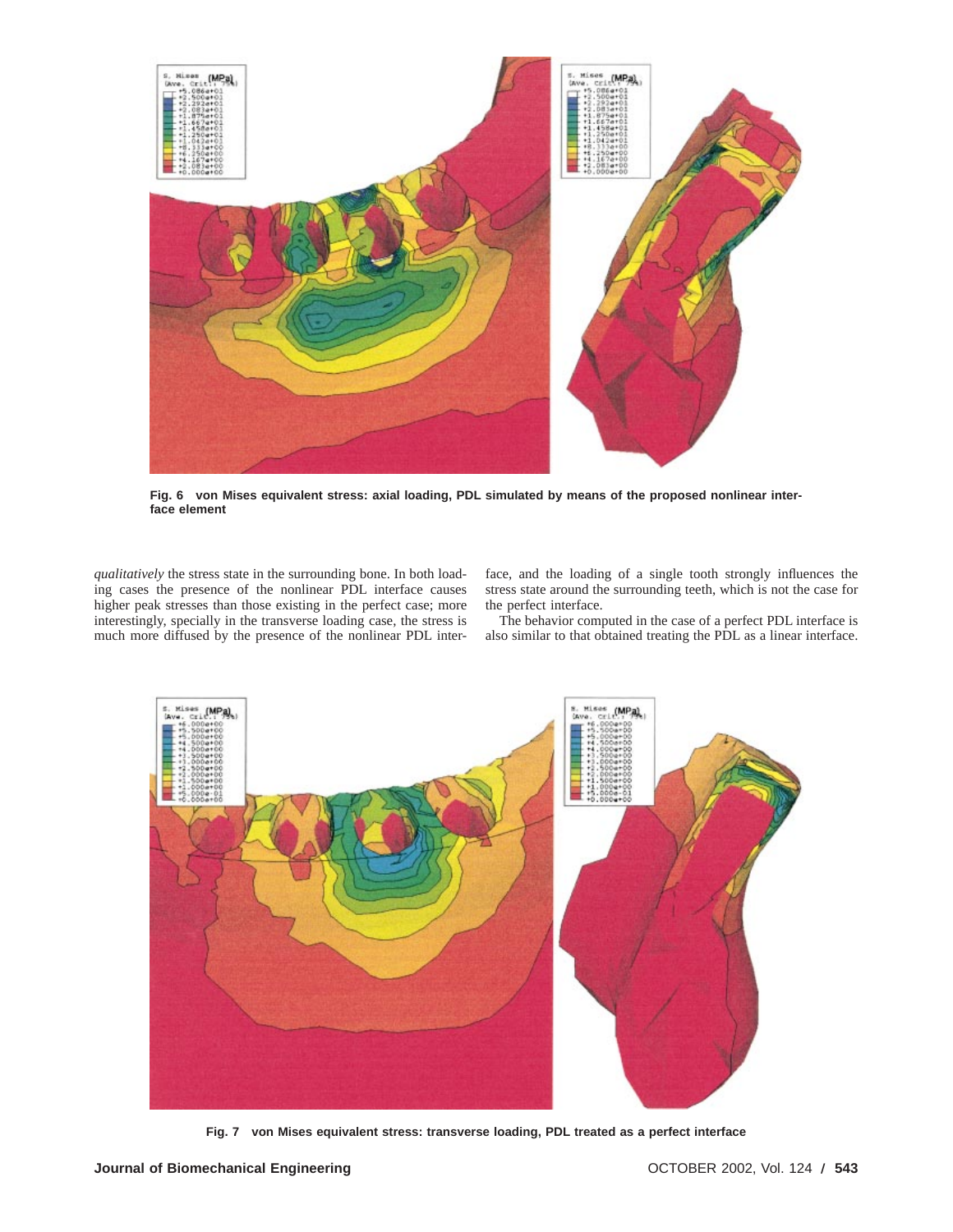Fig. 6 von Mises equivalent stress: axial loading, PDL simulated by means of the proposed nonlinear interface element

*qualitatively* the stress state in the surrounding bone. In both loading cases the presence of the nonlinear PDL interface causes higher peak stresses than those existing in the perfect case; more interestingly, specially in the transverse loading case, the stress is much more diffused by the presence of the nonlinear PDL interface, and the loading of a single tooth strongly influences the stress state around the surrounding teeth, which is not the case for the perfect interface.

The behavior computed in the case of a perfect PDL interface is also similar to that obtained treating the PDL as a linear interface.

Fig. 7 von Mises equivalent stress: transverse loading, PDL treated as a perfect interface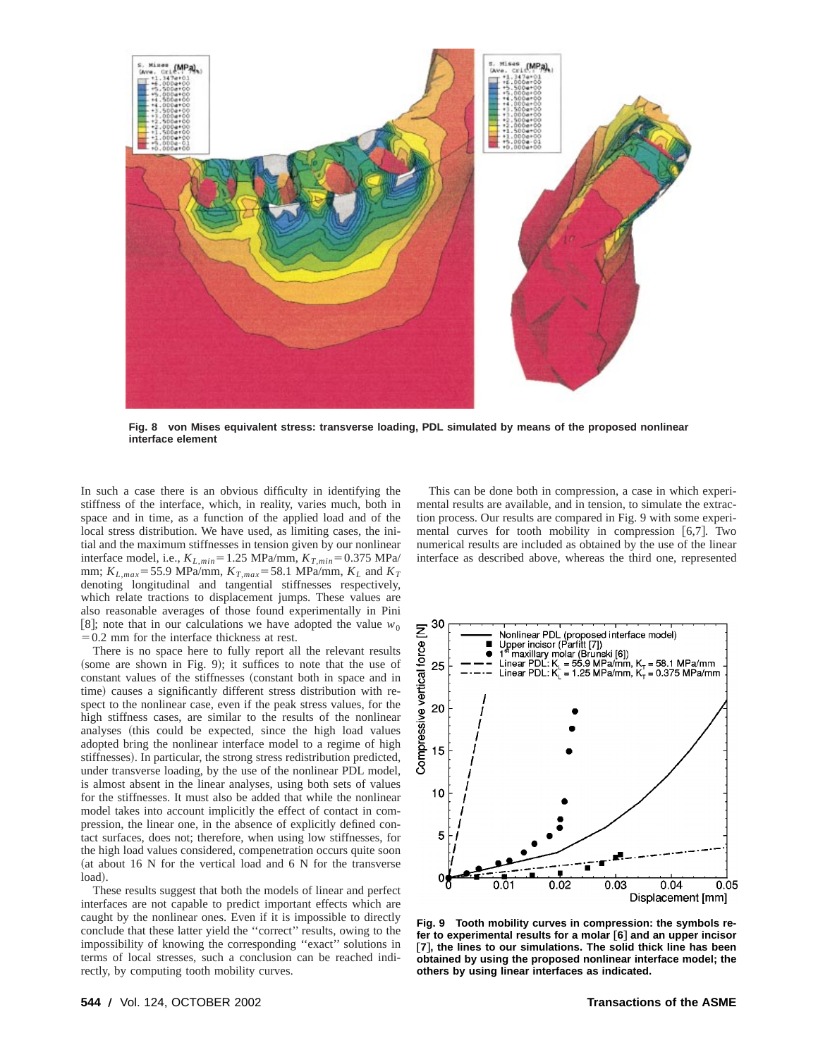Fig. 8 von Mises equivalent stress: transverse loading, PDL simulated by means of the proposed nonlinear interface element

In such a case there is an obvious difficulty in identifying the stiffness of the interface, which, in reality, varies much, both in space and in time, as a function of the applied load and of the local stress distribution. We have used, as limiting cases, the initial and the maximum stiffnesses in tension given by our nonlinear interface model, i.e., $K_{L,min}=1.25$ MPa/mm, $K_{T,min}=0.375$ MPa/mm; $K_{L,max}=55.9$ MPa/mm, $K_{T,max}=58.1$ MPa/mm, $K_L$ and $K_T$ denoting longitudinal and tangential stiffnesses respectively, which relate tractions to displacement jumps. These values are also reasonable averages of those found experimentally in Pini [8]; note that in our calculations we have adopted the value $w_0=0.2$ mm for the interface thickness at rest.

There is no space here to fully report all the relevant results (some are shown in Fig. 9); it suffices to note that the use of constant values of the stiffnesses (constant both in space and in time) causes a significantly different stress distribution with respect to the nonlinear case, even if the peak stress values, for the high stiffness cases, are similar to the results of the nonlinear analyses (this could be expected, since the high load values adopted bring the nonlinear interface model to a regime of high stiffnesses). In particular, the strong stress redistribution predicted, under transverse loading, by the use of the nonlinear PDL model, is almost absent in the linear analyses, using both sets of values for the stiffnesses. It must also be added that while the nonlinear model takes into account implicitly the effect of contact in compression, the linear one, in the absence of explicitly defined contact surfaces, does not; therefore, when using low stiffnesses, for the high load values considered, compenetration occurs quite soon (at about 16 N for the vertical load and 6 N for the transverse load).

These results suggest that both the models of linear and perfect interfaces are not capable to predict important effects which are caught by the nonlinear ones. Even if it is impossible to directly conclude that these latter yield the "correct" results, owing to the impossibility of knowing the corresponding "exact" solutions in terms of local stresses, such a conclusion can be reached indirectly, by computing tooth mobility curves.

This can be done both in compression, a case in which experimental results are available, and in tension, to simulate the extraction process. Our results are compared in Fig. 9 with some experimental curves for tooth mobility in compression [6,7]. Two numerical results are included as obtained by the use of the linear interface as described above, whereas the third one, represented

Fig. 9 Tooth mobility curves in compression: the symbols refer to experimental results for a molar [6] and an upper incisor [7], the lines to our simulations. The solid thick line has been obtained by using the proposed nonlinear interface model; the others by using linear interfaces as indicated.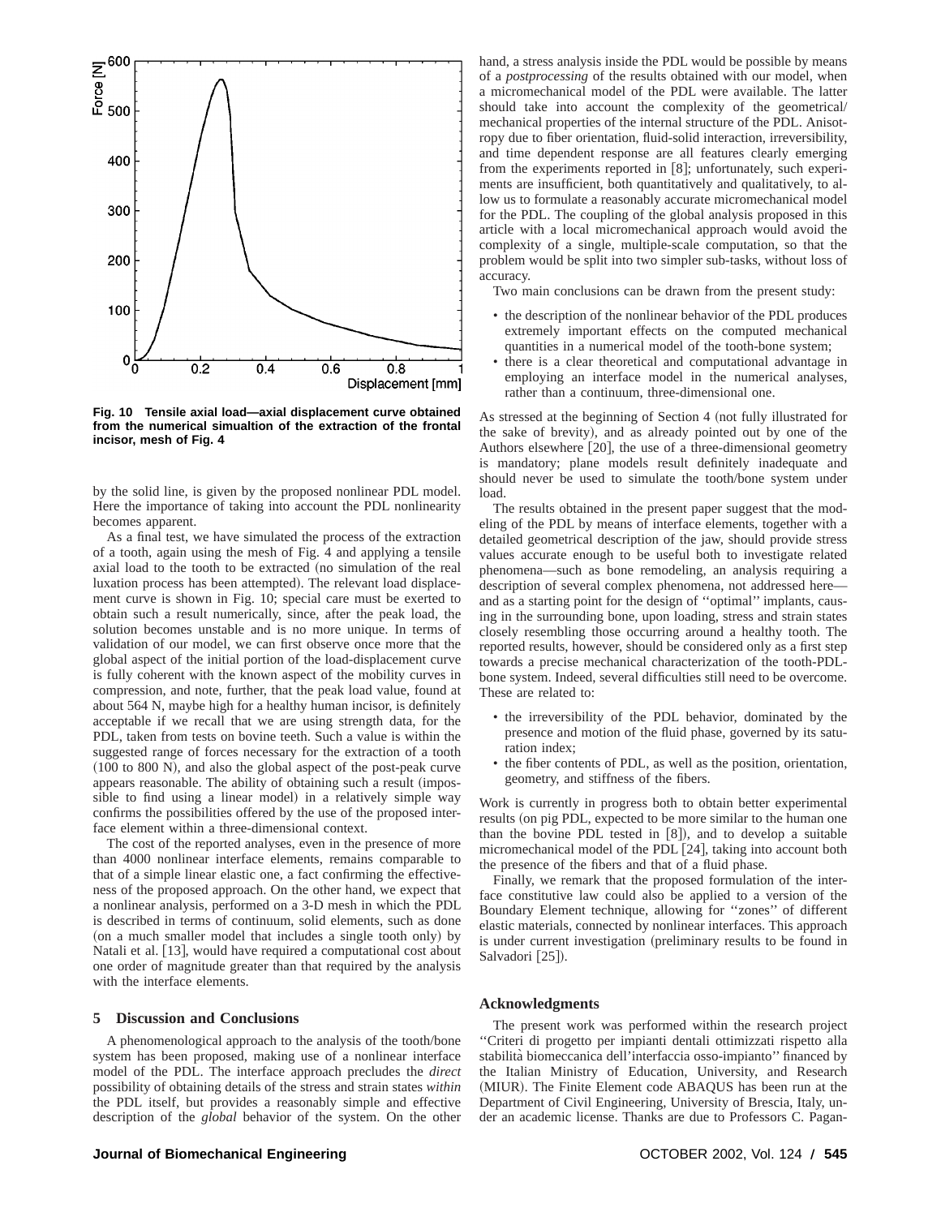Force [N]

600

500

400

300

200

100

0

0

0.2

0.4

0.6

0.8

1

Displacement [mm]

**Fig. 10 Tensile axial load—axial displacement curve obtained from the numerical simualtion of the extraction of the frontal incisor, mesh of Fig. 4**

by the solid line, is given by the proposed nonlinear PDL model. Here the importance of taking into account the PDL nonlinearity becomes apparent.

As a final test, we have simulated the process of the extraction of a tooth, again using the mesh of Fig. 4 and applying a tensile axial load to the tooth to be extracted (no simulation of the real luxation process has been attempted). The relevant load displacement curve is shown in Fig. 10; special care must be exerted to obtain such a result numerically, since, after the peak load, the solution becomes unstable and is no more unique. In terms of validation of our model, we can first observe once more that the global aspect of the initial portion of the load-displacement curve is fully coherent with the known aspect of the mobility curves in compression, and note, further, that the peak load value, found at about 564 N, maybe high for a healthy human incisor, is definitely acceptable if we recall that we are using strength data, for the PDL, taken from tests on bovine teeth. Such a value is within the suggested range of forces necessary for the extraction of a tooth (100 to 800 N), and also the global aspect of the post-peak curve appears reasonable. The ability of obtaining such a result (impossible to find using a linear model) in a relatively simple way confirms the possibilities offered by the use of the proposed interface element within a three-dimensional context.

The cost of the reported analyses, even in the presence of more than 4000 nonlinear interface elements, remains comparable to that of a simple linear elastic one, a fact confirming the effectiveness of the proposed approach. On the other hand, we expect that a nonlinear analysis, performed on a 3-D mesh in which the PDL is described in terms of continuum, solid elements, such as done (on a much smaller model that includes a single tooth only) by Natali et al. [13], would have required a computational cost about one order of magnitude greater than that required by the analysis with the interface elements.

## 5 Discussion and Conclusions

A phenomenological approach to the analysis of the tooth/bone system has been proposed, making use of a nonlinear interface model of the PDL. The interface approach precludes the *direct* possibility of obtaining details of the stress and strain states *within* the PDL itself, but provides a reasonably simple and effective description of the *global* behavior of the system. On the other hand, a stress analysis inside the PDL would be possible by means of a *postprocessing* of the results obtained with our model, when a micromechanical model of the PDL were available. The latter should take into account the complexity of the geometrical/mechanical properties of the internal structure of the PDL. Anisotropy due to fiber orientation, fluid-solid interaction, irreversibility, and time dependent response are all features clearly emerging from the experiments reported in [8]; unfortunately, such experiments are insufficient, both quantitatively and qualitatively, to allow us to formulate a reasonably accurate micromechanical model for the PDL. The coupling of the global analysis proposed in this article with a local micromechanical approach would avoid the complexity of a single, multiple-scale computation, so that the problem would be split into two simpler sub-tasks, without loss of accuracy.

Two main conclusions can be drawn from the present study:

- the description of the nonlinear behavior of the PDL produces extremely important effects on the computed mechanical quantities in a numerical model of the tooth-bone system;
- there is a clear theoretical and computational advantage in employing an interface model in the numerical analyses, rather than a continuum, three-dimensional one.

As stressed at the beginning of Section 4 (not fully illustrated for the sake of brevity), and as already pointed out by one of the Authors elsewhere [20], the use of a three-dimensional geometry is mandatory; plane models result definitely inadequate and should never be used to simulate the tooth/bone system under load.

The results obtained in the present paper suggest that the modeling of the PDL by means of interface elements, together with a detailed geometrical description of the jaw, should provide stress values accurate enough to be useful both to investigate related phenomena—such as bone remodeling, an analysis requiring a description of several complex phenomena, not addressed here—and as a starting point for the design of "optimal" implants, causing in the surrounding bone, upon loading, stress and strain states closely resembling those occurring around a healthy tooth. The reported results, however, should be considered only as a first step towards a precise mechanical characterization of the tooth-PDL-bone system. Indeed, several difficulties still need to be overcome. These are related to:

- the irreversibility of the PDL behavior, dominated by the presence and motion of the fluid phase, governed by its saturation index;
- the fiber contents of PDL, as well as the position, orientation, geometry, and stiffness of the fibers.

Work is currently in progress both to obtain better experimental results (on pig PDL, expected to be more similar to the human one than the bovine PDL tested in [8]), and to develop a suitable micromechanical model of the PDL [24], taking into account both the presence of the fibers and that of a fluid phase.

Finally, we remark that the proposed formulation of the interface constitutive law could also be applied to a version of the Boundary Element technique, allowing for "zones" of different elastic materials, connected by nonlinear interfaces. This approach is under current investigation (preliminary results to be found in Salvadori [25]).

## Acknowledgments

The present work was performed within the research project "Criteri di progetto per impianti dentali ottimizzati rispetto alla stabilità biomeccanica dell'interfaccia osso-impianto" financed by the Italian Ministry of Education, University, and Research (MIUR). The Finite Element code ABAQUS has been run at the Department of Civil Engineering, University of Brescia, Italy, under an academic license. Thanks are due to Professors C. Pagan-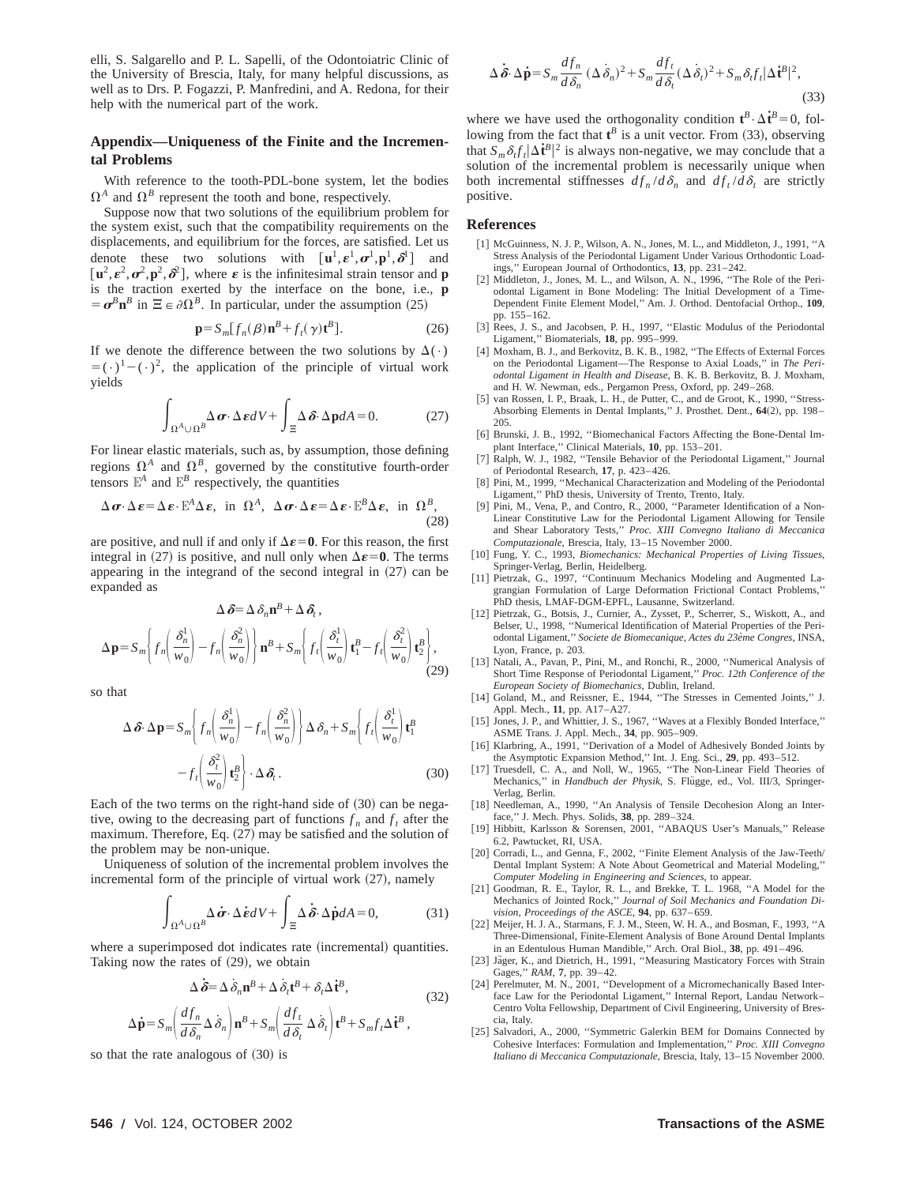elli, S. Salgarello and P. L. Sapelli, of the Odontoiatric Clinic of the University of Brescia, Italy, for many helpful discussions, as well as to Drs. P. Fogazzi, P. Manfredini, and A. Redona, for their help with the numerical part of the work.

## Appendix—Uniqueness of the Finite and the Incremental Problems

With reference to the tooth-PDL-bone system, let the bodies $\Omega^A$ and $\Omega^B$ represent the tooth and bone, respectively.

Suppose now that two solutions of the equilibrium problem for the system exist, such that the compatibility requirements on the displacements, and equilibrium for the forces, are satisfied. Let us denote these two solutions with $[\mathbf{u}^1, \boldsymbol{\varepsilon}^1, \boldsymbol{\sigma}^1, \mathbf{p}^1, \boldsymbol{\delta}^1]$ and $[\mathbf{u}^2, \boldsymbol{\varepsilon}^2, \boldsymbol{\sigma}^2, \mathbf{p}^2, \boldsymbol{\delta}^2]$, where $\boldsymbol{\varepsilon}$ is the infinitesimal strain tensor and $\mathbf{p}$ is the traction exerted by the interface on the bone, i.e., $\mathbf{p} = \boldsymbol{\sigma}^B \mathbf{n}^B$ in $\Xi \in \partial\Omega^B$. In particular, under the assumption (25)

$$
\mathbf{p} = S_m [f_n(\beta)\mathbf{n}^B + f_t(\gamma)\mathbf{t}^B]. \tag{26}
$$

If we denote the difference between the two solutions by $\Delta(\cdot) = (\cdot)^1 - (\cdot)^2$, the application of the principle of virtual work yields

$$
\int_{\Omega^A \cup \Omega^B} \Delta\boldsymbol{\sigma} \cdot \Delta\boldsymbol{\varepsilon}\, dV + \int_{\Xi} \Delta\boldsymbol{\delta} \cdot \Delta\mathbf{p}\, dA = 0. \tag{27}
$$

For linear elastic materials, such as, by assumption, those defining regions $\Omega^A$ and $\Omega^B$, governed by the constitutive fourth-order tensors $\mathbb{E}^A$ and $\mathbb{E}^B$ respectively, the quantities

$$
\Delta\boldsymbol{\sigma} \cdot \Delta\boldsymbol{\varepsilon} = \Delta\boldsymbol{\varepsilon} \cdot \mathbb{E}^A \Delta\boldsymbol{\varepsilon}, \text{ in } \Omega^A, \quad \Delta\boldsymbol{\sigma} \cdot \Delta\boldsymbol{\varepsilon} = \Delta\boldsymbol{\varepsilon} \cdot \mathbb{E}^B \Delta\boldsymbol{\varepsilon}, \text{ in } \Omega^B, \tag{28}
$$

are positive, and null if and only if $\Delta\boldsymbol{\varepsilon} = \mathbf{0}$. For this reason, the first integral in (27) is positive, and null only when $\Delta\boldsymbol{\varepsilon} = \mathbf{0}$. The terms appearing in the integrand of the second integral in (27) can be expanded as

$$
\Delta\boldsymbol{\delta} = \Delta\delta_n \mathbf{n}^B + \Delta\boldsymbol{\delta}_t,
$$

$$
\Delta\mathbf{p} = S_m \left\{ f_n\!\left(\frac{\delta_n^1}{w_0}\right) - f_n\!\left(\frac{\delta_n^2}{w_0}\right) \right\} \mathbf{n}^B + S_m \left\{ f_t\!\left(\frac{\delta_t^1}{w_0}\right) \mathbf{t}_1^B - f_t\!\left(\frac{\delta_t^2}{w_0}\right) \mathbf{t}_2^B \right\}, \tag{29}
$$

so that

$$
\Delta\boldsymbol{\delta} \cdot \Delta\mathbf{p} = S_m \left\{ f_n\!\left(\frac{\delta_n^1}{w_0}\right) - f_n\!\left(\frac{\delta_n^2}{w_0}\right) \right\} \Delta\delta_n + S_m \left\{ f_t\!\left(\frac{\delta_t^1}{w_0}\right) \mathbf{t}_1^B - f_t\!\left(\frac{\delta_t^2}{w_0}\right) \mathbf{t}_2^B \right\} \cdot \Delta\boldsymbol{\delta}_t. \tag{30}
$$

Each of the two terms on the right-hand side of (30) can be negative, owing to the decreasing part of functions $f_n$ and $f_t$ after the maximum. Therefore, Eq. (27) may be satisfied and the solution of the problem may be non-unique.

Uniqueness of solution of the incremental problem involves the incremental form of the principle of virtual work (27), namely

$$
\int_{\Omega^A \cup \Omega^B} \Delta\dot{\boldsymbol{\sigma}} \cdot \Delta\dot{\boldsymbol{\varepsilon}}\, dV + \int_{\Xi} \Delta\dot{\boldsymbol{\delta}} \cdot \Delta\dot{\mathbf{p}}\, dA = 0, \tag{31}
$$

where a superimposed dot indicates rate (incremental) quantities. Taking now the rates of (29), we obtain

$$
\Delta\dot{\boldsymbol{\delta}} = \Delta\dot{\delta}_n \mathbf{n}^B + \Delta\dot{\delta}_t \mathbf{t}^B + \delta_t \Delta\dot{\mathbf{t}}^B,
$$

$$
\Delta\dot{\mathbf{p}} = S_m \left( \frac{df_n}{d\delta_n} \Delta\dot{\delta}_n \right) \mathbf{n}^B + S_m \left( \frac{df_t}{d\delta_t} \Delta\dot{\delta}_t \right) \mathbf{t}^B + S_m f_t \Delta\dot{\mathbf{t}}^B, \tag{32}
$$

so that the rate analogous of (30) is

$$
\Delta\dot{\boldsymbol{\delta}} \cdot \Delta\dot{\mathbf{p}} = S_m \frac{df_n}{d\delta_n} (\Delta\dot{\delta}_n)^2 + S_m \frac{df_t}{d\delta_t} (\Delta\dot{\delta}_t)^2 + S_m \delta_t f_t |\Delta\dot{\mathbf{t}}^B|^2, \tag{33}
$$

where we have used the orthogonality condition $\mathbf{t}^B \cdot \Delta\dot{\mathbf{t}}^B = 0$, following from the fact that $\mathbf{t}^B$ is a unit vector. From (33), observing that $S_m \delta_t f_t |\Delta\dot{\mathbf{t}}^B|^2$ is always non-negative, we may conclude that a solution of the incremental problem is necessarily unique when both incremental stiffnesses $df_n/d\delta_n$ and $df_t/d\delta_t$ are strictly positive.

## References

[1] McGuinness, N. J. P., Wilson, A. N., Jones, M. L., and Middleton, J., 1991, "A Stress Analysis of the Periodontal Ligament Under Various Orthodontic Loadings," European Journal of Orthodontics, **13**, pp. 231–242.

[2] Middleton, J., Jones, M. L., and Wilson, A. N., 1996, "The Role of the Periodontal Ligament in Bone Modeling: The Initial Development of a Time-Dependent Finite Element Model," Am. J. Orthod. Dentofacial Orthop., **109**, pp. 155–162.

[3] Rees, J. S., and Jacobsen, P. H., 1997, "Elastic Modulus of the Periodontal Ligament," Biomaterials, **18**, pp. 995–999.

[4] Moxham, B. J., and Berkovitz, B. K. B., 1982, "The Effects of External Forces on the Periodontal Ligament—The Response to Axial Loads," in *The Periodontal Ligament in Health and Disease*, B. K. B. Berkovitz, B. J. Moxham, and H. W. Newman, eds., Pergamon Press, Oxford, pp. 249–268.

[5] van Rossen, I. P., Braak, L. H., de Putter, C., and de Groot, K., 1990, "Stress-Absorbing Elements in Dental Implants," J. Prosthet. Dent., **64**(2), pp. 198–205.

[6] Brunski, J. B., 1992, "Biomechanical Factors Affecting the Bone-Dental Implant Interface," Clinical Materials, **10**, pp. 153–201.

[7] Ralph, W. J., 1982, "Tensile Behavior of the Periodontal Ligament," Journal of Periodontal Research, **17**, p. 423–426.

[8] Pini, M., 1999, "Mechanical Characterization and Modeling of the Periodontal Ligament," PhD thesis, University of Trento, Trento, Italy.

[9] Pini, M., Vena, P., and Contro, R., 2000, "Parameter Identification of a Non-Linear Constitutive Law for the Periodontal Ligament Allowing for Tensile and Shear Laboratory Tests," *Proc. XIII Convegno Italiano di Meccanica Computazionale*, Brescia, Italy, 13–15 November 2000.

[10] Fung, Y. C., 1993, *Biomechanics: Mechanical Properties of Living Tissues*, Springer-Verlag, Berlin, Heidelberg.

[11] Pietrzak, G., 1997, "Continuum Mechanics Modeling and Augmented Lagrangian Formulation of Large Deformation Frictional Contact Problems," PhD thesis, LMAF-DGM-EPFL, Lausanne, Switzerland.

[12] Pietrzak, G., Botsis, J., Curnier, A., Zysset, P., Scherrer, S., Wiskott, A., and Belser, U., 1998, "Numerical Identification of Material Properties of the Periodontal Ligament," *Societe de Biomecanique, Actes du 23ème Congres*, INSA, Lyon, France, p. 203.

[13] Natali, A., Pavan, P., Pini, M., and Ronchi, R., 2000, "Numerical Analysis of Short Time Response of Periodontal Ligament," *Proc. 12th Conference of the European Society of Biomechanics*, Dublin, Ireland.

[14] Goland, M., and Reissner, E., 1944, "The Stresses in Cemented Joints," J. Appl. Mech., **11**, pp. A17–A27.

[15] Jones, J. P., and Whittier, J. S., 1967, "Waves at a Flexibly Bonded Interface," ASME Trans. J. Appl. Mech., **34**, pp. 905–909.

[16] Klarbring, A., 1991, "Derivation of a Model of Adhesively Bonded Joints by the Asymptotic Expansion Method," Int. J. Eng. Sci., **29**, pp. 493–512.

[17] Truesdell, C. A., and Noll, W., 1965, "The Non-Linear Field Theories of Mechanics," in *Handbuch der Physik*, S. Flügge, ed., Vol. III/3, Springer-Verlag, Berlin.

[18] Needleman, A., 1990, "An Analysis of Tensile Decohesion Along an Interface," J. Mech. Phys. Solids, **38**, pp. 289–324.

[19] Hibbitt, Karlsson & Sorensen, 2001, "ABAQUS User's Manuals," Release 6.2, Pawtucket, RI, USA.

[20] Corradi, L., and Genna, F., 2002, "Finite Element Analysis of the Jaw-Teeth/Dental Implant System: A Note About Geometrical and Material Modeling," *Computer Modeling in Engineering and Sciences*, to appear.

[21] Goodman, R. E., Taylor, R. L., and Brekke, T. L., 1968, "A Model for the Mechanics of Jointed Rock," *Journal of Soil Mechanics and Foundation Division, Proceedings of the ASCE*, **94**, pp. 637–659.

[22] Meijer, H. J. A., Starmans, F. J. M., Steen, W. H. A., and Bosman, F., 1993, "A Three-Dimensional, Finite-Element Analysis of Bone Around Dental Implants in an Edentulous Human Mandible," Arch. Oral Biol., **38**, pp. 491–496.

[23] Jäger, K., and Dietrich, H., 1991, "Measuring Masticatory Forces with Strain Gages," *RAM*, **7**, pp. 39–42.

[24] Perelmuter, M. N., 2001, "Development of a Micromechanically Based Interface Law for the Periodontal Ligament," Internal Report, Landau Network–Centro Volta Fellowship, Department of Civil Engineering, University of Brescia, Italy.

[25] Salvadori, A., 2000, "Symmetric Galerkin BEM for Domains Connected by Cohesive Interfaces: Formulation and Implementation," *Proc. XIII Convegno Italiano di Meccanica Computazionale*, Brescia, Italy, 13–15 November 2000.